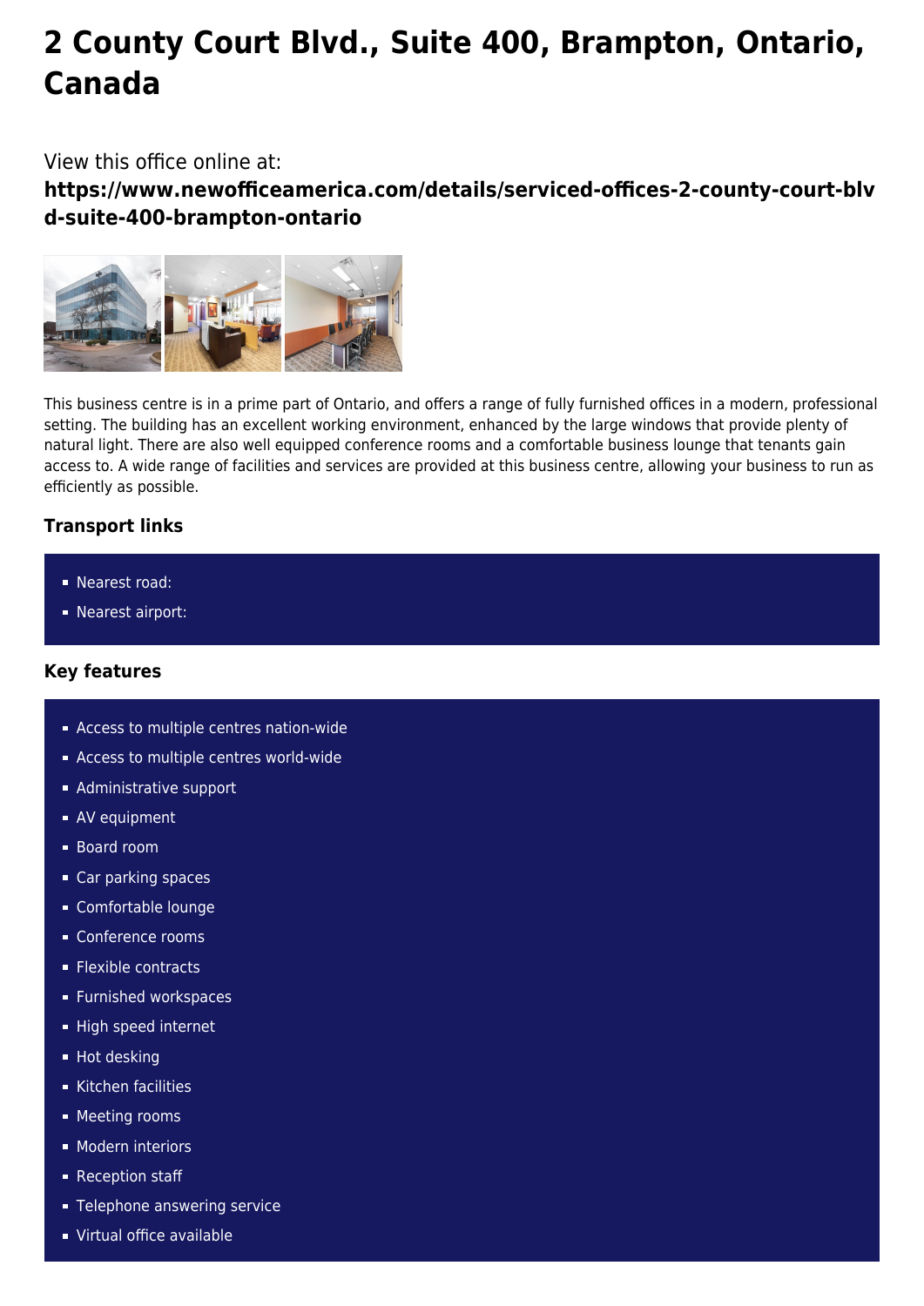# 2 County Court Blvd., Suite 400, Brampton, Ontario, Canada

View this office online at:

**https://www.newofficeamerica.com/details/serviced-offices-2-county-court-blvd-suite-400-brampton-ontario**

This business centre is in a prime part of Ontario, and offers a range of fully furnished offices in a modern, professional setting. The building has an excellent working environment, enhanced by the large windows that provide plenty of natural light. There are also well equipped conference rooms and a comfortable business lounge that tenants gain access to. A wide range of facilities and services are provided at this business centre, allowing your business to run as efficiently as possible.

### Transport links

- Nearest road:
- Nearest airport:

### Key features

- Access to multiple centres nation-wide
- Access to multiple centres world-wide
- Administrative support
- AV equipment
- Board room
- Car parking spaces
- Comfortable lounge
- Conference rooms
- Flexible contracts
- Furnished workspaces
- High speed internet
- Hot desking
- Kitchen facilities
- Meeting rooms
- Modern interiors
- Reception staff
- Telephone answering service
- Virtual office available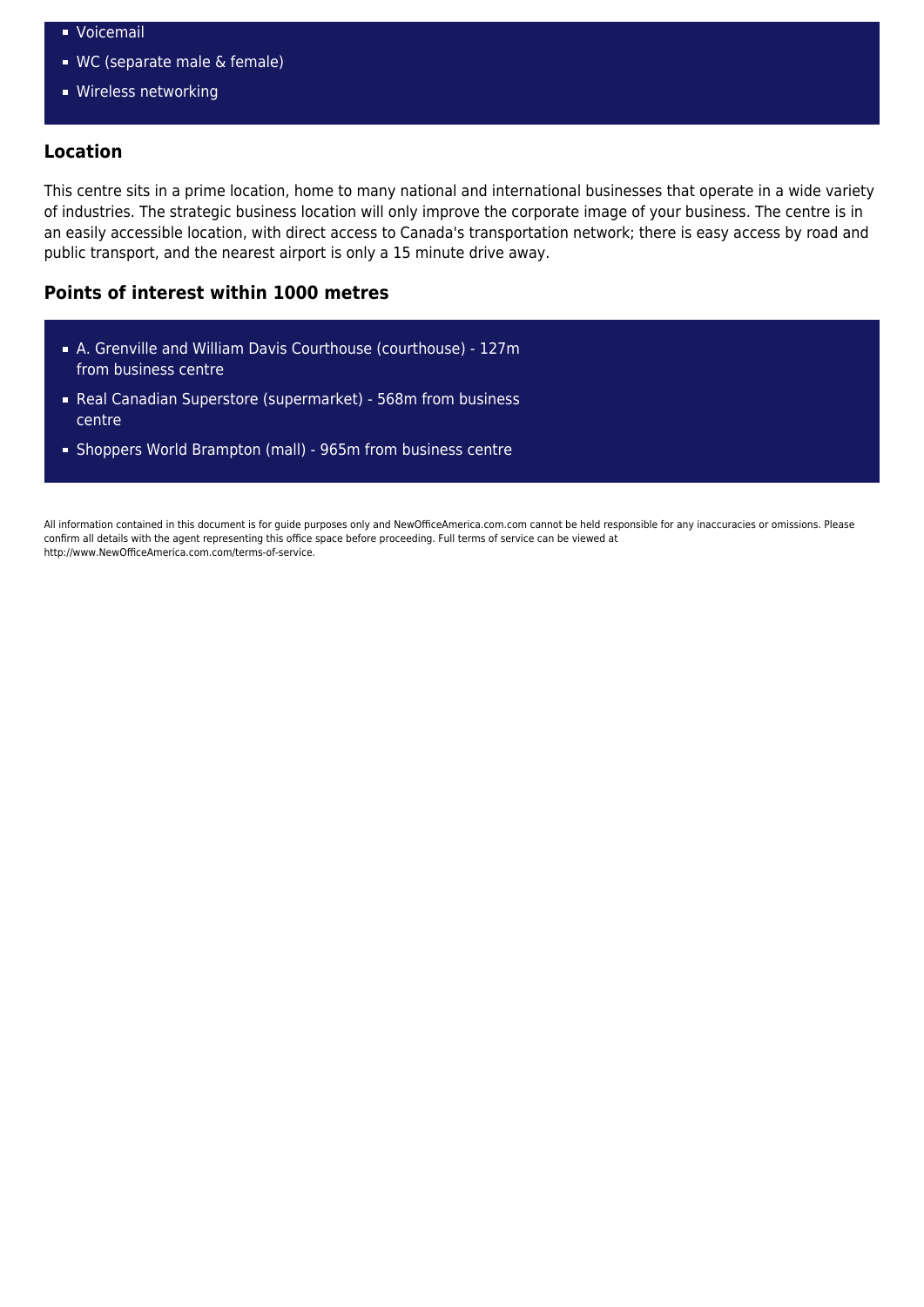- Voicemail
- WC (separate male & female)
- Wireless networking

## Location

This centre sits in a prime location, home to many national and international businesses that operate in a wide variety of industries. The strategic business location will only improve the corporate image of your business. The centre is in an easily accessible location, with direct access to Canada's transportation network; there is easy access by road and public transport, and the nearest airport is only a 15 minute drive away.

## Points of interest within 1000 metres

- A. Grenville and William Davis Courthouse (courthouse) - 127m from business centre
- Real Canadian Superstore (supermarket) - 568m from business centre
- Shoppers World Brampton (mall) - 965m from business centre

All information contained in this document is for guide purposes only and NewOfficeAmerica.com.com cannot be held responsible for any inaccuracies or omissions. Please confirm all details with the agent representing this office space before proceeding. Full terms of service can be viewed at http://www.NewOfficeAmerica.com.com/terms-of-service.